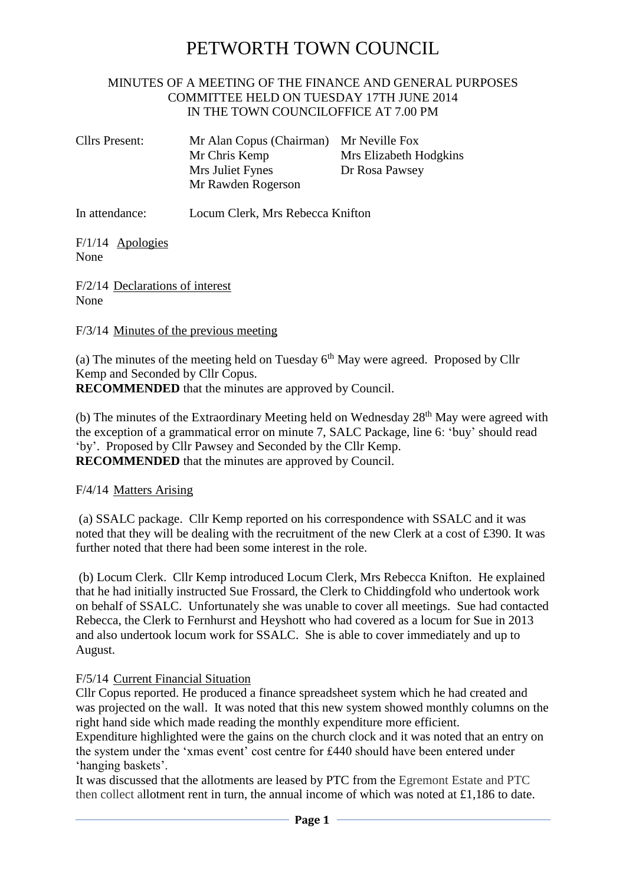# PETWORTH TOWN COUNCIL

MINUTES OF A MEETING OF THE FINANCE AND GENERAL PURPOSES COMMITTEE HELD ON TUESDAY 17TH JUNE 2014 IN THE TOWN COUNCILOFFICE AT 7.00 PM

| Cllrs Present: | Mr Alan Copus (Chairman) | Mr Neville Fox |
|---|---|---|
| | Mr Chris Kemp | Mrs Elizabeth Hodgkins |
| | Mrs Juliet Fynes | Dr Rosa Pawsey |
| | Mr Rawden Rogerson | |

In attendance: Locum Clerk, Mrs Rebecca Knifton

F/1/14 Apologies
None

F/2/14 Declarations of interest
None

F/3/14 Minutes of the previous meeting

(a) The minutes of the meeting held on Tuesday 6th May were agreed. Proposed by Cllr Kemp and Seconded by Cllr Copus.
**RECOMMENDED** that the minutes are approved by Council.

(b) The minutes of the Extraordinary Meeting held on Wednesday 28th May were agreed with the exception of a grammatical error on minute 7, SALC Package, line 6: 'buy' should read 'by'. Proposed by Cllr Pawsey and Seconded by the Cllr Kemp.
**RECOMMENDED** that the minutes are approved by Council.

F/4/14 Matters Arising

(a) SSALC package. Cllr Kemp reported on his correspondence with SSALC and it was noted that they will be dealing with the recruitment of the new Clerk at a cost of £390. It was further noted that there had been some interest in the role.

(b) Locum Clerk. Cllr Kemp introduced Locum Clerk, Mrs Rebecca Knifton. He explained that he had initially instructed Sue Frossard, the Clerk to Chiddingfold who undertook work on behalf of SSALC. Unfortunately she was unable to cover all meetings. Sue had contacted Rebecca, the Clerk to Fernhurst and Heyshott who had covered as a locum for Sue in 2013 and also undertook locum work for SSALC. She is able to cover immediately and up to August.

F/5/14 Current Financial Situation
Cllr Copus reported. He produced a finance spreadsheet system which he had created and was projected on the wall. It was noted that this new system showed monthly columns on the right hand side which made reading the monthly expenditure more efficient.
Expenditure highlighted were the gains on the church clock and it was noted that an entry on the system under the 'xmas event' cost centre for £440 should have been entered under 'hanging baskets'.
It was discussed that the allotments are leased by PTC from the Egremont Estate and PTC then collect allotment rent in turn, the annual income of which was noted at £1,186 to date.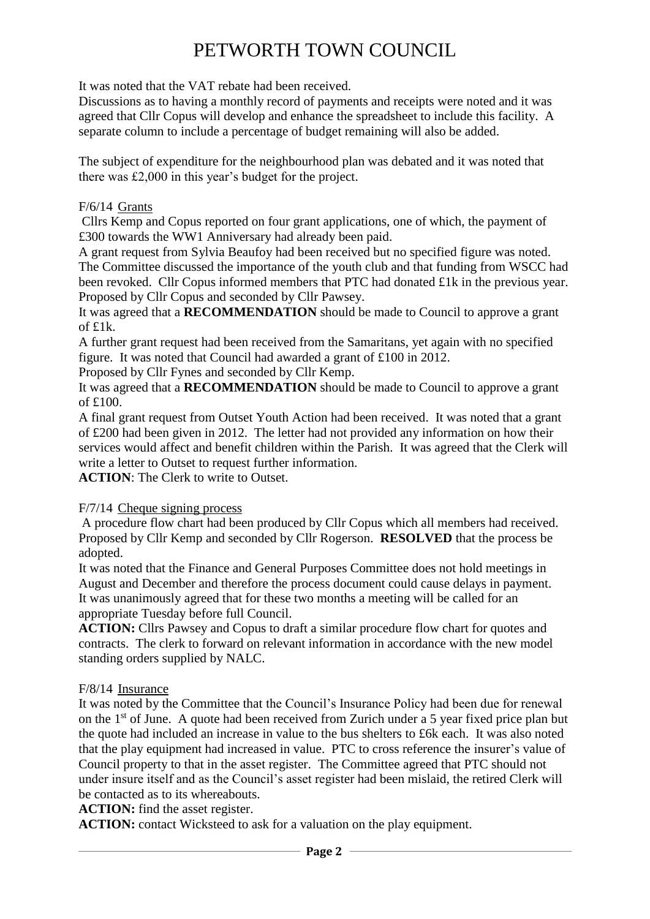It was noted that the VAT rebate had been received.
Discussions as to having a monthly record of payments and receipts were noted and it was agreed that Cllr Copus will develop and enhance the spreadsheet to include this facility. A separate column to include a percentage of budget remaining will also be added.

The subject of expenditure for the neighbourhood plan was debated and it was noted that there was £2,000 in this year's budget for the project.

F/6/14 Grants

Cllrs Kemp and Copus reported on four grant applications, one of which, the payment of £300 towards the WW1 Anniversary had already been paid.
A grant request from Sylvia Beaufoy had been received but no specified figure was noted. The Committee discussed the importance of the youth club and that funding from WSCC had been revoked. Cllr Copus informed members that PTC had donated £1k in the previous year.
Proposed by Cllr Copus and seconded by Cllr Pawsey.
It was agreed that a **RECOMMENDATION** should be made to Council to approve a grant of £1k.
A further grant request had been received from the Samaritans, yet again with no specified figure. It was noted that Council had awarded a grant of £100 in 2012.
Proposed by Cllr Fynes and seconded by Cllr Kemp.
It was agreed that a **RECOMMENDATION** should be made to Council to approve a grant of £100.
A final grant request from Outset Youth Action had been received. It was noted that a grant of £200 had been given in 2012. The letter had not provided any information on how their services would affect and benefit children within the Parish. It was agreed that the Clerk will write a letter to Outset to request further information.
**ACTION**: The Clerk to write to Outset.

F/7/14 Cheque signing process

A procedure flow chart had been produced by Cllr Copus which all members had received. Proposed by Cllr Kemp and seconded by Cllr Rogerson. **RESOLVED** that the process be adopted.
It was noted that the Finance and General Purposes Committee does not hold meetings in August and December and therefore the process document could cause delays in payment. It was unanimously agreed that for these two months a meeting will be called for an appropriate Tuesday before full Council.
**ACTION:** Cllrs Pawsey and Copus to draft a similar procedure flow chart for quotes and contracts. The clerk to forward on relevant information in accordance with the new model standing orders supplied by NALC.

F/8/14 Insurance

It was noted by the Committee that the Council's Insurance Policy had been due for renewal on the 1st of June. A quote had been received from Zurich under a 5 year fixed price plan but the quote had included an increase in value to the bus shelters to £6k each. It was also noted that the play equipment had increased in value. PTC to cross reference the insurer's value of Council property to that in the asset register. The Committee agreed that PTC should not under insure itself and as the Council's asset register had been mislaid, the retired Clerk will be contacted as to its whereabouts.
**ACTION:** find the asset register.
**ACTION:** contact Wicksteed to ask for a valuation on the play equipment.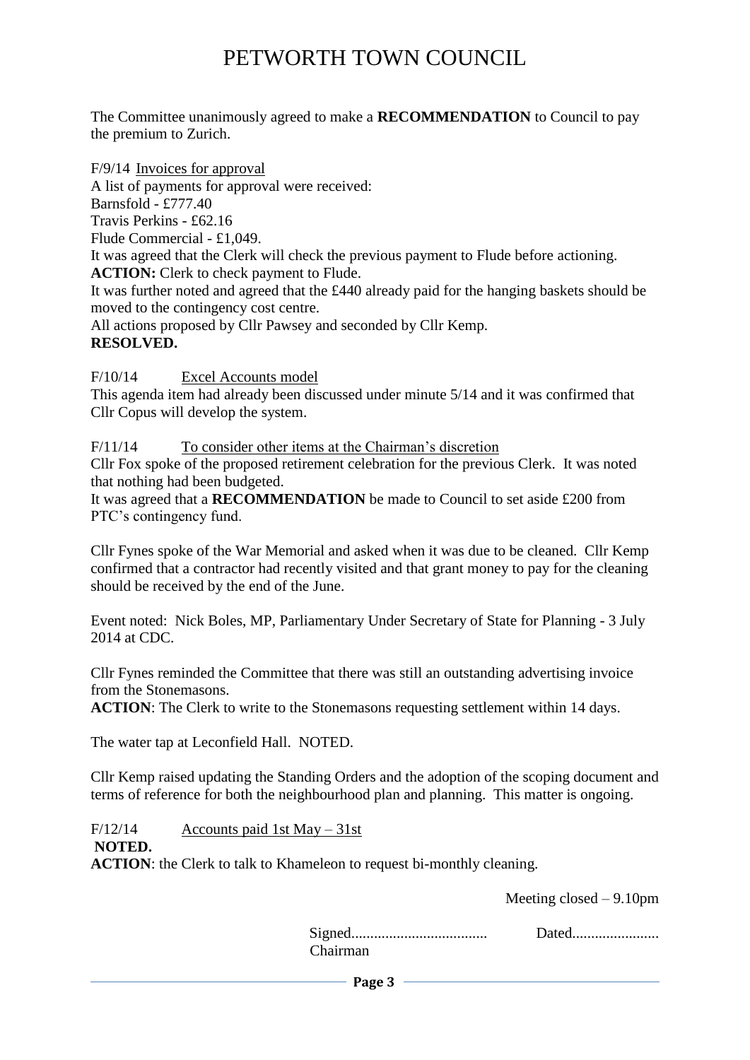# PETWORTH TOWN COUNCIL

The Committee unanimously agreed to make a **RECOMMENDATION** to Council to pay the premium to Zurich.

F/9/14 Invoices for approval

A list of payments for approval were received:
Barnsfold - £777.40
Travis Perkins - £62.16
Flude Commercial - £1,049.

It was agreed that the Clerk will check the previous payment to Flude before actioning.
**ACTION:** Clerk to check payment to Flude.

It was further noted and agreed that the £440 already paid for the hanging baskets should be moved to the contingency cost centre.

All actions proposed by Cllr Pawsey and seconded by Cllr Kemp.
**RESOLVED.**

F/10/14 Excel Accounts model

This agenda item had already been discussed under minute 5/14 and it was confirmed that Cllr Copus will develop the system.

F/11/14 To consider other items at the Chairman's discretion

Cllr Fox spoke of the proposed retirement celebration for the previous Clerk. It was noted that nothing had been budgeted.

It was agreed that a **RECOMMENDATION** be made to Council to set aside £200 from PTC's contingency fund.

Cllr Fynes spoke of the War Memorial and asked when it was due to be cleaned. Cllr Kemp confirmed that a contractor had recently visited and that grant money to pay for the cleaning should be received by the end of the June.

Event noted: Nick Boles, MP, Parliamentary Under Secretary of State for Planning - 3 July 2014 at CDC.

Cllr Fynes reminded the Committee that there was still an outstanding advertising invoice from the Stonemasons.

**ACTION**: The Clerk to write to the Stonemasons requesting settlement within 14 days.

The water tap at Leconfield Hall. NOTED.

Cllr Kemp raised updating the Standing Orders and the adoption of the scoping document and terms of reference for both the neighbourhood plan and planning. This matter is ongoing.

F/12/14 Accounts paid 1st May – 31st

**NOTED.**

**ACTION**: the Clerk to talk to Khameleon to request bi-monthly cleaning.

Meeting closed – 9.10pm

Signed.................................... Dated.......................
Chairman